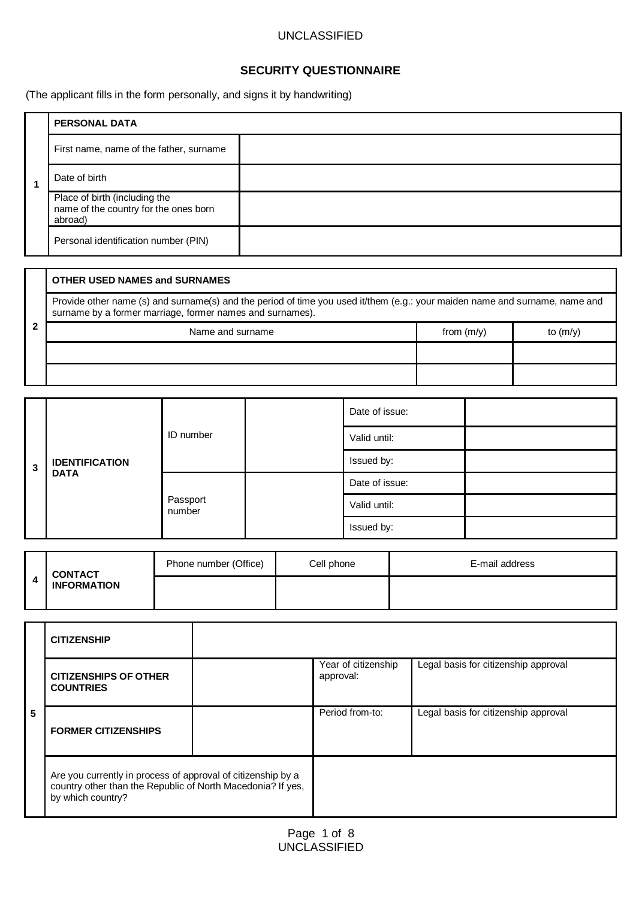# SECURITY QUESTIONNAIRE

(The applicant fills in the form personally, and signs it by handwriting)

| 1 | **PERSONAL DATA** | |
|---|---|---|
| | First name, name of the father, surname | |
| | Date of birth | |
| | Place of birth (including the name of the country for the ones born abroad) | |
| | Personal identification number (PIN) | |

| 2 | **OTHER USED NAMES and SURNAMES** | | |
|---|---|---|---|
| | Provide other name (s) and surname(s) and the period of time you used it/them (e.g.: your maiden name and surname, name and surname by a former marriage, former names and surnames). | | |
| | Name and surname | from (m/y) | to (m/y) |
| | | | |
| | | | |

| 3 | **IDENTIFICATION DATA** | | | | |
|---|---|---|---|---|---|
| | | ID number | | Date of issue: | |
| | | | | Valid until: | |
| | | | | Issued by: | |
| | | Passport number | | Date of issue: | |
| | | | | Valid until: | |
| | | | | Issued by: | |

| 4 | **CONTACT INFORMATION** | Phone number (Office) | Cell phone | E-mail address |
|---|---|---|---|---|
| | | | | |

| 5 | **CITIZENSHIP** | | | |
|---|---|---|---|---|
| | **CITIZENSHIPS OF OTHER COUNTRIES** | | Year of citizenship approval: | Legal basis for citizenship approval |
| | **FORMER CITIZENSHIPS** | | Period from-to: | Legal basis for citizenship approval |
| | Are you currently in process of approval of citizenship by a country other than the Republic of North Macedonia? If yes, by which country? | | | |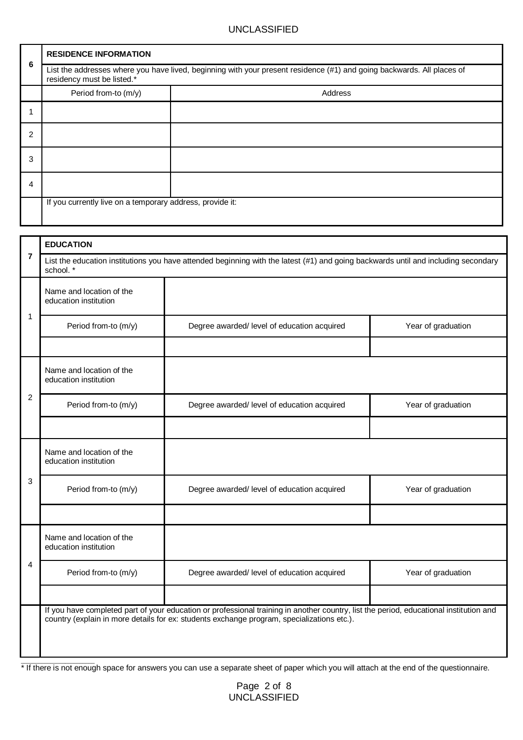| 6 | **RESIDENCE INFORMATION** | |
|---|---|---|
| | List the addresses where you have lived, beginning with your present residence (#1) and going backwards. All places of residency must be listed.* | |
| | Period from-to (m/y) | Address |
| 1 | | |
| 2 | | |
| 3 | | |
| 4 | | |
| | If you currently live on a temporary address, provide it: | |

| 7 | **EDUCATION** | | |
|---|---|---|---|
| | List the education institutions you have attended beginning with the latest (#1) and going backwards until and including secondary school. * | | |
| 1 | Name and location of the education institution | | |
| | Period from-to (m/y) | Degree awarded/ level of education acquired | Year of graduation |
| | | | |
| 2 | Name and location of the education institution | | |
| | Period from-to (m/y) | Degree awarded/ level of education acquired | Year of graduation |
| | | | |
| 3 | Name and location of the education institution | | |
| | Period from-to (m/y) | Degree awarded/ level of education acquired | Year of graduation |
| | | | |
| 4 | Name and location of the education institution | | |
| | Period from-to (m/y) | Degree awarded/ level of education acquired | Year of graduation |
| | | | |
| | If you have completed part of your education or professional training in another country, list the period, educational institution and country (explain in more details for ex: students exchange program, specializations etc.). | | |

* If there is not enough space for answers you can use a separate sheet of paper which you will attach at the end of the questionnaire.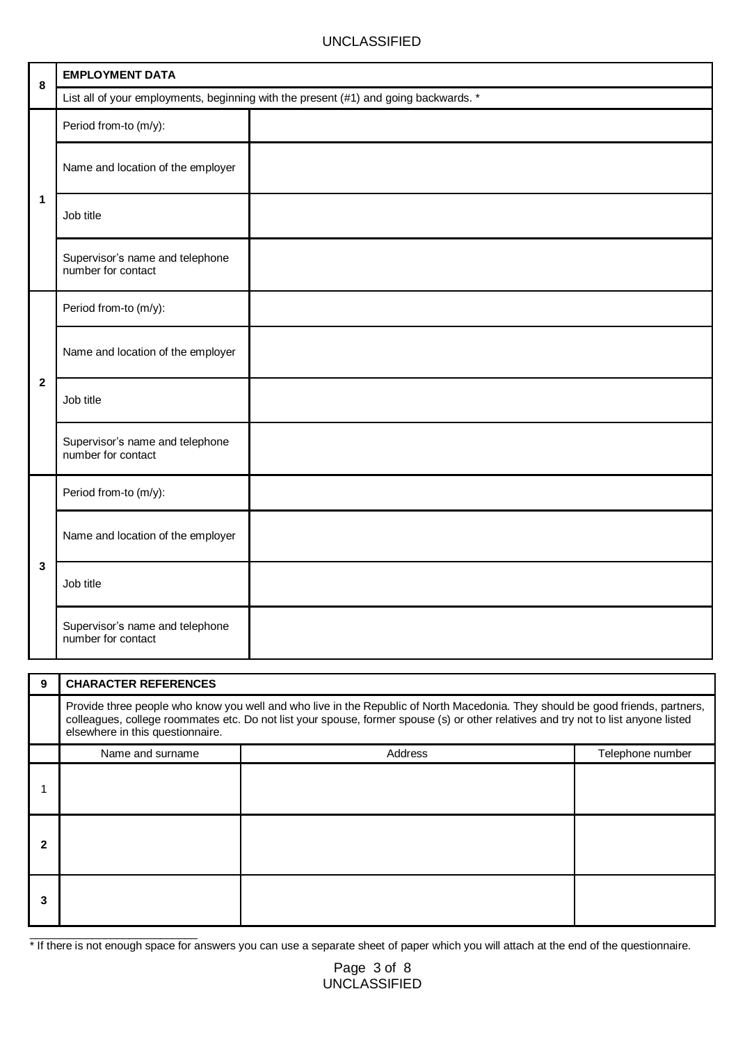## 8 EMPLOYMENT DATA

List all of your employments, beginning with the present (#1) and going backwards. *

| # | Field | |
|---|---|---|
| 1 | Period from-to (m/y): | |
| | Name and location of the employer | |
| | Job title | |
| | Supervisor's name and telephone number for contact | |
| 2 | Period from-to (m/y): | |
| | Name and location of the employer | |
| | Job title | |
| | Supervisor's name and telephone number for contact | |
| 3 | Period from-to (m/y): | |
| | Name and location of the employer | |
| | Job title | |
| | Supervisor's name and telephone number for contact | |

## 9 CHARACTER REFERENCES

Provide three people who know you well and who live in the Republic of North Macedonia. They should be good friends, partners, colleagues, college roommates etc. Do not list your spouse, former spouse (s) or other relatives and try not to list anyone listed elsewhere in this questionnaire.

| | Name and surname | Address | Telephone number |
|---|---|---|---|
| 1 | | | |
| 2 | | | |
| 3 | | | |

* If there is not enough space for answers you can use a separate sheet of paper which you will attach at the end of the questionnaire.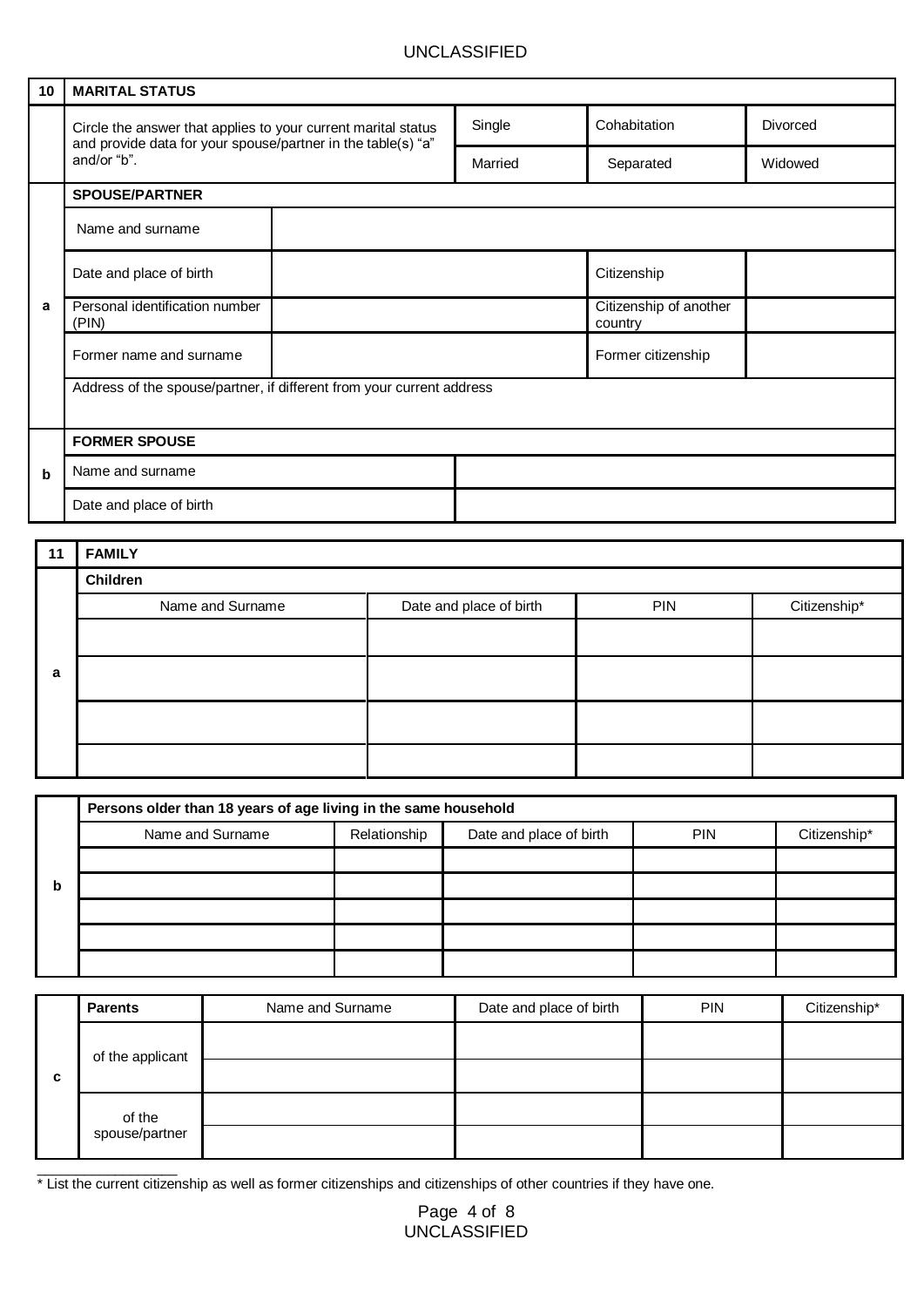| 10 | MARITAL STATUS | | | | |
|---|---|---|---|---|---|
| | Circle the answer that applies to your current marital status and provide data for your spouse/partner in the table(s) "a" and/or "b". | | Single | Cohabitation | Divorced |
| | | | Married | Separated | Widowed |
| a | **SPOUSE/PARTNER** | | | | |
| | Name and surname | | | | |
| | Date and place of birth | | | Citizenship | |
| | Personal identification number (PIN) | | | Citizenship of another country | |
| | Former name and surname | | | Former citizenship | |
| | Address of the spouse/partner, if different from your current address | | | | |
| b | **FORMER SPOUSE** | | | | |
| | Name and surname | | | | |
| | Date and place of birth | | | | |

| 11 | FAMILY | | | |
|---|---|---|---|---|
| a | **Children** | | | |
| | Name and Surname | Date and place of birth | PIN | Citizenship* |
| | | | | |
| | | | | |
| | | | | |
| | | | | |

| b | Persons older than 18 years of age living in the same household | | | | |
|---|---|---|---|---|---|
| | Name and Surname | Relationship | Date and place of birth | PIN | Citizenship* |
| | | | | | |
| | | | | | |
| | | | | | |
| | | | | | |
| | | | | | |

| c | Parents | Name and Surname | Date and place of birth | PIN | Citizenship* |
|---|---|---|---|---|---|
| | of the applicant | | | | |
| | | | | | |
| | of the spouse/partner | | | | |
| | | | | | |

\* List the current citizenship as well as former citizenships and citizenships of other countries if they have one.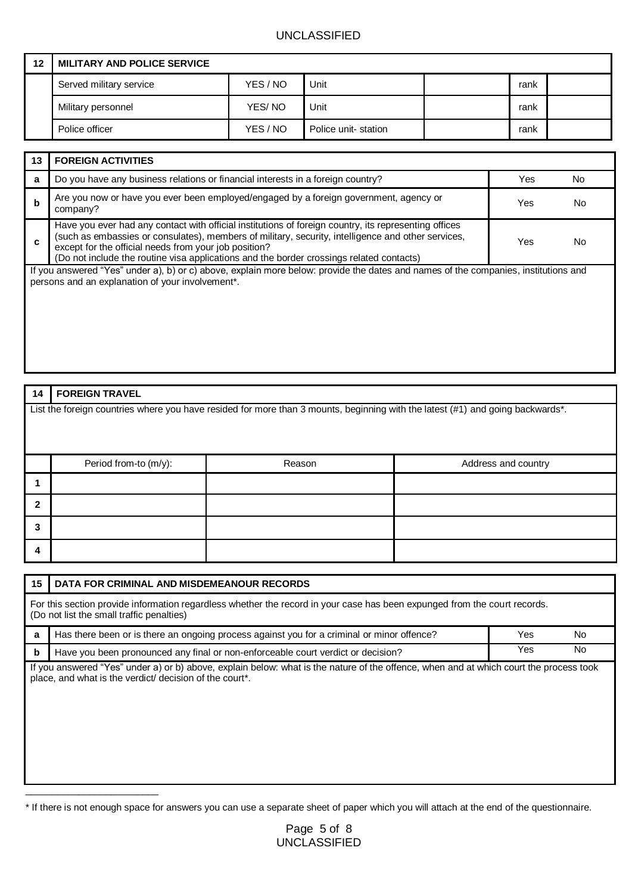| 12 | MILITARY AND POLICE SERVICE | | | | | |
|---|---|---|---|---|---|---|
| | Served military service | YES / NO | Unit | | rank | |
| | Military personnel | YES/ NO | Unit | | rank | |
| | Police officer | YES / NO | Police unit- station | | rank | |

| 13 | FOREIGN ACTIVITIES | | |
|---|---|---|---|
| a | Do you have any business relations or financial interests in a foreign country? | Yes | No |
| b | Are you now or have you ever been employed/engaged by a foreign government, agency or company? | Yes | No |
| c | Have you ever had any contact with official institutions of foreign country, its representing offices (such as embassies or consulates), members of military, security, intelligence and other services, except for the official needs from your job position? (Do not include the routine visa applications and the border crossings related contacts) | Yes | No |

If you answered “Yes” under a), b) or c) above, explain more below: provide the dates and names of the companies, institutions and persons and an explanation of your involvement*.

| 14 | FOREIGN TRAVEL | | |
|---|---|---|---|
| List the foreign countries where you have resided for more than 3 mounts, beginning with the latest (#1) and going backwards*. | | | |
| | Period from-to (m/y): | Reason | Address and country |
| 1 | | | |
| 2 | | | |
| 3 | | | |
| 4 | | | |

| 15 | DATA FOR CRIMINAL AND MISDEMEANOUR RECORDS | | |
|---|---|---|---|
| For this section provide information regardless whether the record in your case has been expunged from the court records. (Do not list the small traffic penalties) | | | |
| a | Has there been or is there an ongoing process against you for a criminal or minor offence? | Yes | No |
| b | Have you been pronounced any final or non-enforceable court verdict or decision? | Yes | No |

If you answered “Yes” under a) or b) above, explain below: what is the nature of the offence, when and at which court the process took place, and what is the verdict/ decision of the court*.

---

* If there is not enough space for answers you can use a separate sheet of paper which you will attach at the end of the questionnaire.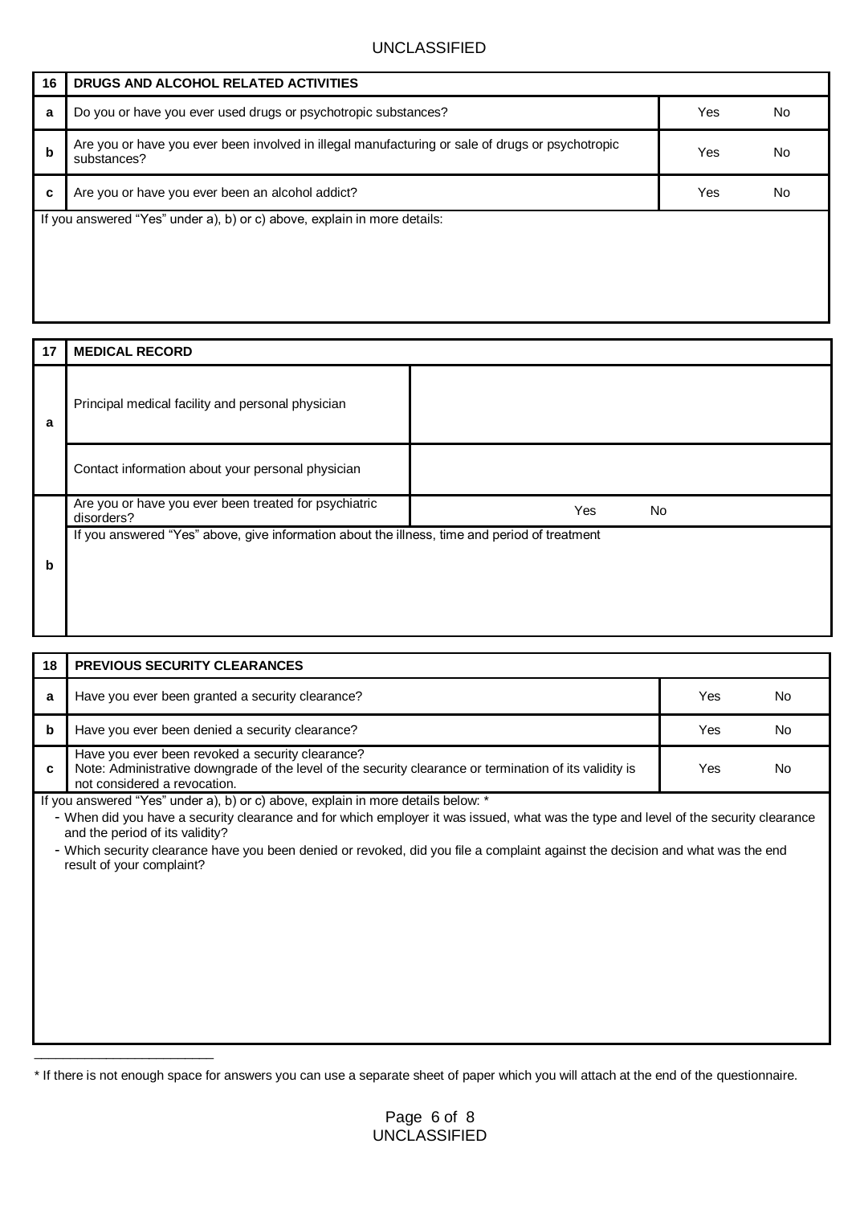| 16 | DRUGS AND ALCOHOL RELATED ACTIVITIES | |
|---|---|---|
| a | Do you or have you ever used drugs or psychotropic substances? | Yes No |
| b | Are you or have you ever been involved in illegal manufacturing or sale of drugs or psychotropic substances? | Yes No |
| c | Are you or have you ever been an alcohol addict? | Yes No |

If you answered “Yes” under a), b) or c) above, explain in more details:

| 17 | MEDICAL RECORD | |
|---|---|---|
| a | Principal medical facility and personal physician | |
| | Contact information about your personal physician | |
| b | Are you or have you ever been treated for psychiatric disorders? | Yes No |
| | If you answered “Yes” above, give information about the illness, time and period of treatment | |

| 18 | PREVIOUS SECURITY CLEARANCES | |
|---|---|---|
| a | Have you ever been granted a security clearance? | Yes No |
| b | Have you ever been denied a security clearance? | Yes No |
| c | Have you ever been revoked a security clearance? Note: Administrative downgrade of the level of the security clearance or termination of its validity is not considered a revocation. | Yes No |

If you answered “Yes” under a), b) or c) above, explain in more details below: *

- When did you have a security clearance and for which employer it was issued, what was the type and level of the security clearance and the period of its validity?
- Which security clearance have you been denied or revoked, did you file a complaint against the decision and what was the end result of your complaint?

---

\* If there is not enough space for answers you can use a separate sheet of paper which you will attach at the end of the questionnaire.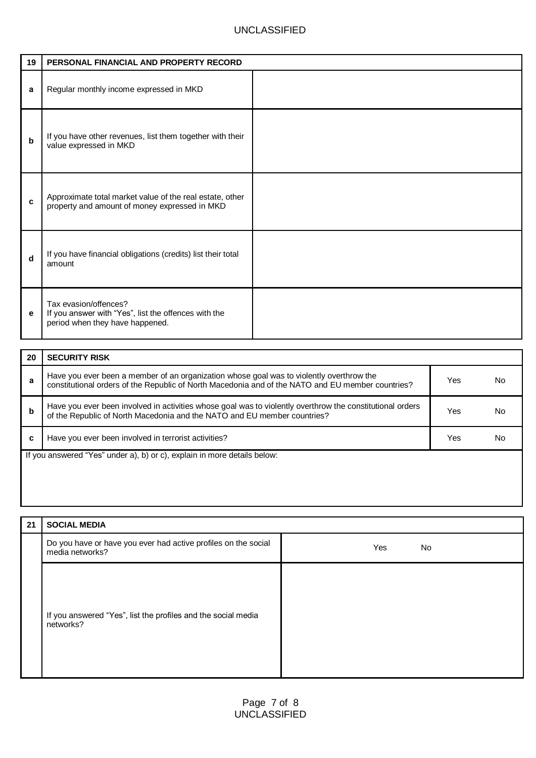| 19 | PERSONAL FINANCIAL AND PROPERTY RECORD | |
|---|---|---|
| a | Regular monthly income expressed in MKD | |
| b | If you have other revenues, list them together with their value expressed in MKD | |
| c | Approximate total market value of the real estate, other property and amount of money expressed in MKD | |
| d | If you have financial obligations (credits) list their total amount | |
| e | Tax evasion/offences?<br>If you answer with "Yes", list the offences with the period when they have happened. | |

| 20 | SECURITY RISK | | |
|---|---|---|---|
| a | Have you ever been a member of an organization whose goal was to violently overthrow the constitutional orders of the Republic of North Macedonia and of the NATO and EU member countries? | Yes | No |
| b | Have you ever been involved in activities whose goal was to violently overthrow the constitutional orders of the Republic of North Macedonia and the NATO and EU member countries? | Yes | No |
| c | Have you ever been involved in terrorist activities? | Yes | No |

If you answered "Yes" under a), b) or c), explain in more details below:

| 21 | SOCIAL MEDIA | |
|---|---|---|
| | Do you have or have you ever had active profiles on the social media networks? | Yes No |
| | If you answered "Yes", list the profiles and the social media networks? | |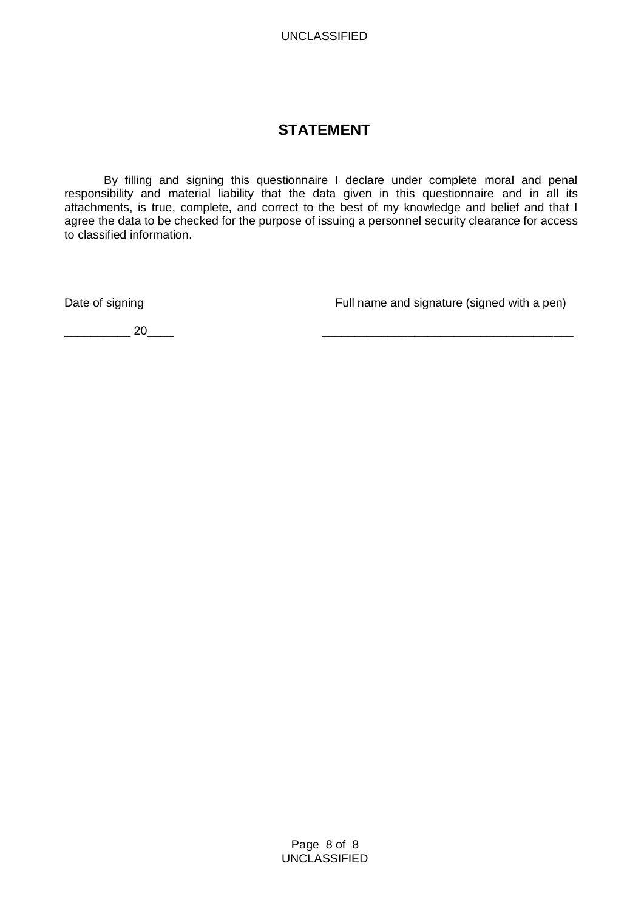# STATEMENT

By filling and signing this questionnaire I declare under complete moral and penal responsibility and material liability that the data given in this questionnaire and in all its attachments, is true, complete, and correct to the best of my knowledge and belief and that I agree the data to be checked for the purpose of issuing a personnel security clearance for access to classified information.

| | |
|---|---|
| Date of signing | Full name and signature (signed with a pen) |
| __________ 20____ | _____________________________________ |